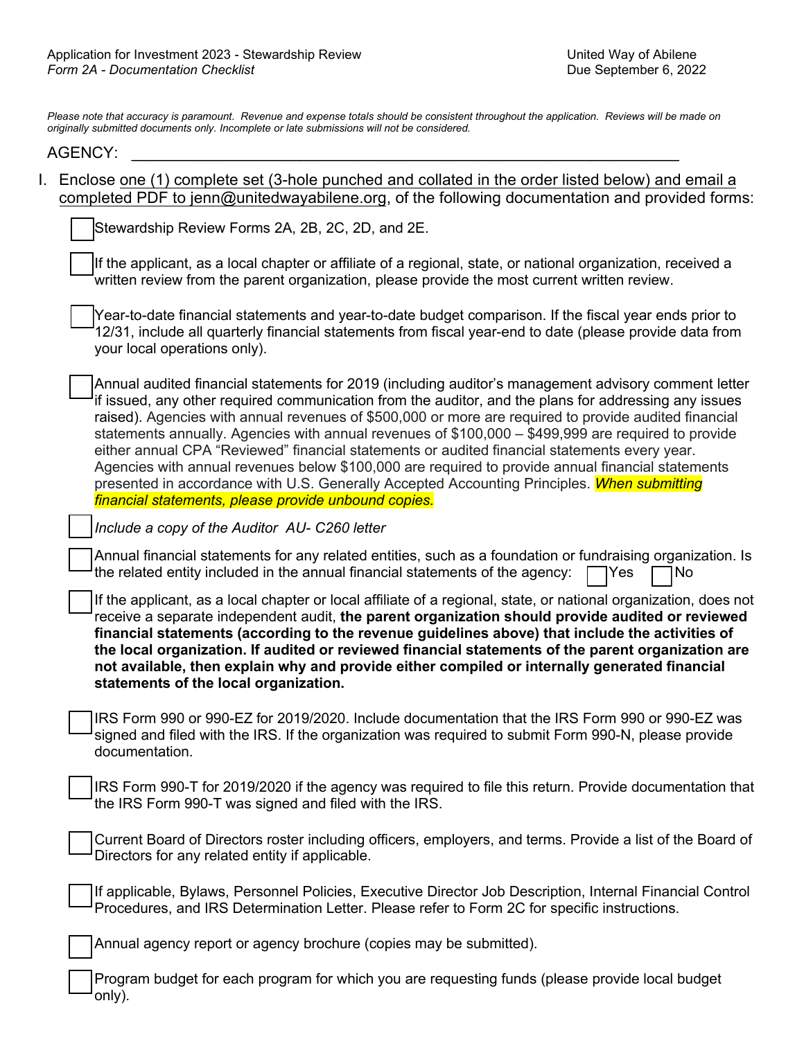Application for Investment 2023 - Stewardship Review
*Form 2A - Documentation Checklist*

United Way of Abilene
Due September 6, 2022

*Please note that accuracy is paramount. Revenue and expense totals should be consistent throughout the application. Reviews will be made on originally submitted documents only. Incomplete or late submissions will not be considered.*

AGENCY: ____________________________________________________________

I. Enclose one (1) complete set (3-hole punched and collated in the order listed below) and email a completed PDF to jenn@unitedwayabilene.org, of the following documentation and provided forms:

- ☐ Stewardship Review Forms 2A, 2B, 2C, 2D, and 2E.

- ☐ If the applicant, as a local chapter or affiliate of a regional, state, or national organization, received a written review from the parent organization, please provide the most current written review.

- ☐ Year-to-date financial statements and year-to-date budget comparison. If the fiscal year ends prior to 12/31, include all quarterly financial statements from fiscal year-end to date (please provide data from your local operations only).

- ☐ Annual audited financial statements for 2019 (including auditor's management advisory comment letter if issued, any other required communication from the auditor, and the plans for addressing any issues raised). Agencies with annual revenues of $500,000 or more are required to provide audited financial statements annually. Agencies with annual revenues of $100,000 – $499,999 are required to provide either annual CPA "Reviewed" financial statements or audited financial statements every year. Agencies with annual revenues below $100,000 are required to provide annual financial statements presented in accordance with U.S. Generally Accepted Accounting Principles. ***When submitting financial statements, please provide unbound copies.***

- ☐ *Include a copy of the Auditor AU- C260 letter*

- ☐ Annual financial statements for any related entities, such as a foundation or fundraising organization. Is the related entity included in the annual financial statements of the agency: ☐ Yes ☐ No

- ☐ If the applicant, as a local chapter or local affiliate of a regional, state, or national organization, does not receive a separate independent audit, **the parent organization should provide audited or reviewed financial statements (according to the revenue guidelines above) that include the activities of the local organization. If audited or reviewed financial statements of the parent organization are not available, then explain why and provide either compiled or internally generated financial statements of the local organization.**

- ☐ IRS Form 990 or 990-EZ for 2019/2020. Include documentation that the IRS Form 990 or 990-EZ was signed and filed with the IRS. If the organization was required to submit Form 990-N, please provide documentation.

- ☐ IRS Form 990-T for 2019/2020 if the agency was required to file this return. Provide documentation that the IRS Form 990-T was signed and filed with the IRS.

- ☐ Current Board of Directors roster including officers, employers, and terms. Provide a list of the Board of Directors for any related entity if applicable.

- ☐ If applicable, Bylaws, Personnel Policies, Executive Director Job Description, Internal Financial Control Procedures, and IRS Determination Letter. Please refer to Form 2C for specific instructions.

- ☐ Annual agency report or agency brochure (copies may be submitted).

- ☐ Program budget for each program for which you are requesting funds (please provide local budget only).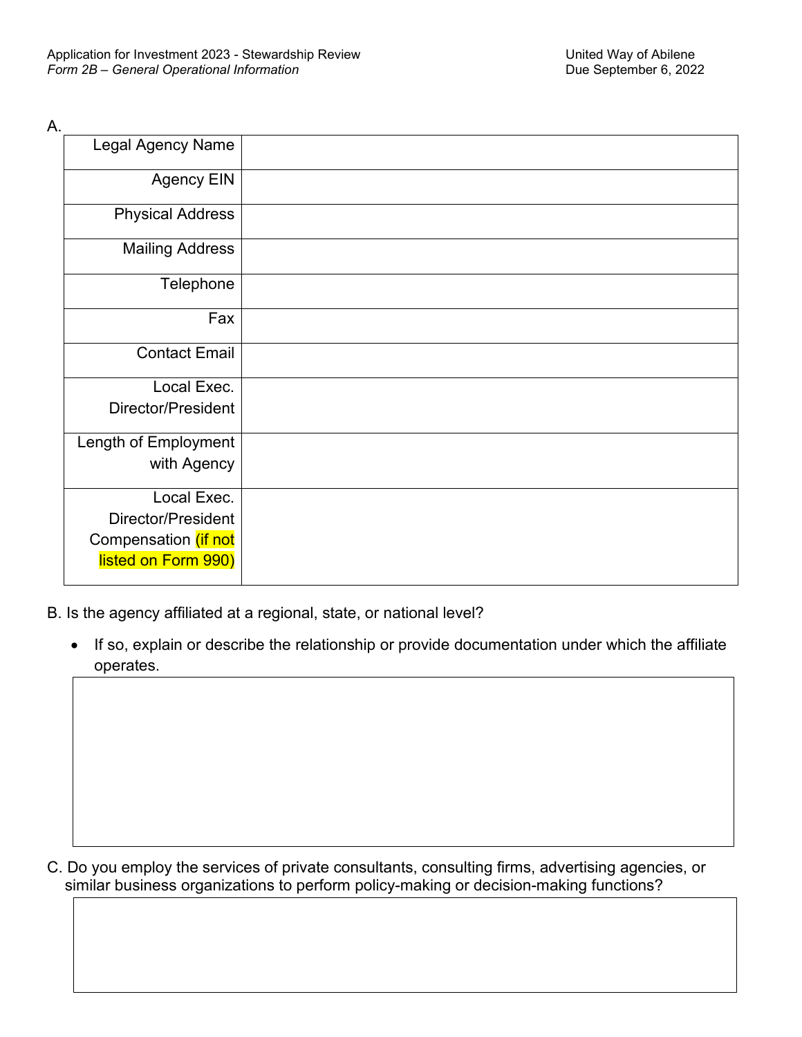Application for Investment 2023 - Stewardship Review
*Form 2B – General Operational Information*

United Way of Abilene
Due September 6, 2022

A.

| Field | |
|---|---|
| Legal Agency Name | |
| Agency EIN | |
| Physical Address | |
| Mailing Address | |
| Telephone | |
| Fax | |
| Contact Email | |
| Local Exec. Director/President | |
| Length of Employment with Agency | |
| Local Exec. Director/President Compensation (if not listed on Form 990) | |

B. Is the agency affiliated at a regional, state, or national level?

- If so, explain or describe the relationship or provide documentation under which the affiliate operates.

C. Do you employ the services of private consultants, consulting firms, advertising agencies, or similar business organizations to perform policy-making or decision-making functions?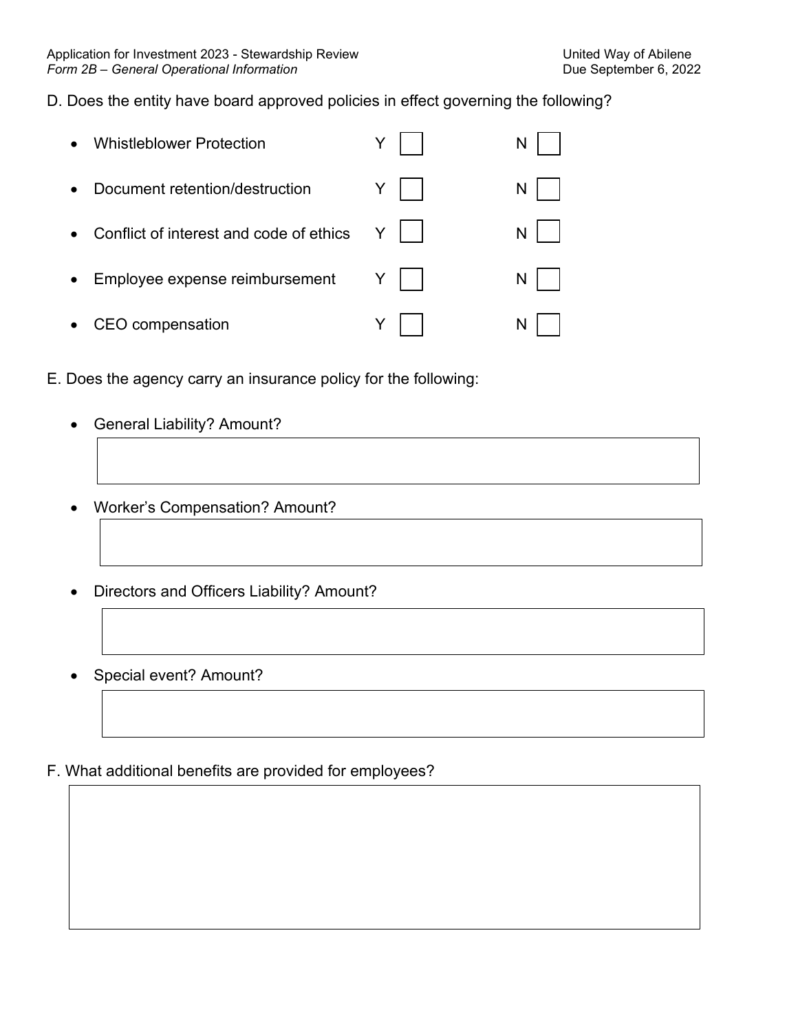D. Does the entity have board approved policies in effect governing the following?

- Whistleblower Protection Y ☐ N ☐
- Document retention/destruction Y ☐ N ☐
- Conflict of interest and code of ethics Y ☐ N ☐
- Employee expense reimbursement Y ☐ N ☐
- CEO compensation Y ☐ N ☐

E. Does the agency carry an insurance policy for the following:

- General Liability? Amount?
- Worker's Compensation? Amount?
- Directors and Officers Liability? Amount?
- Special event? Amount?

F. What additional benefits are provided for employees?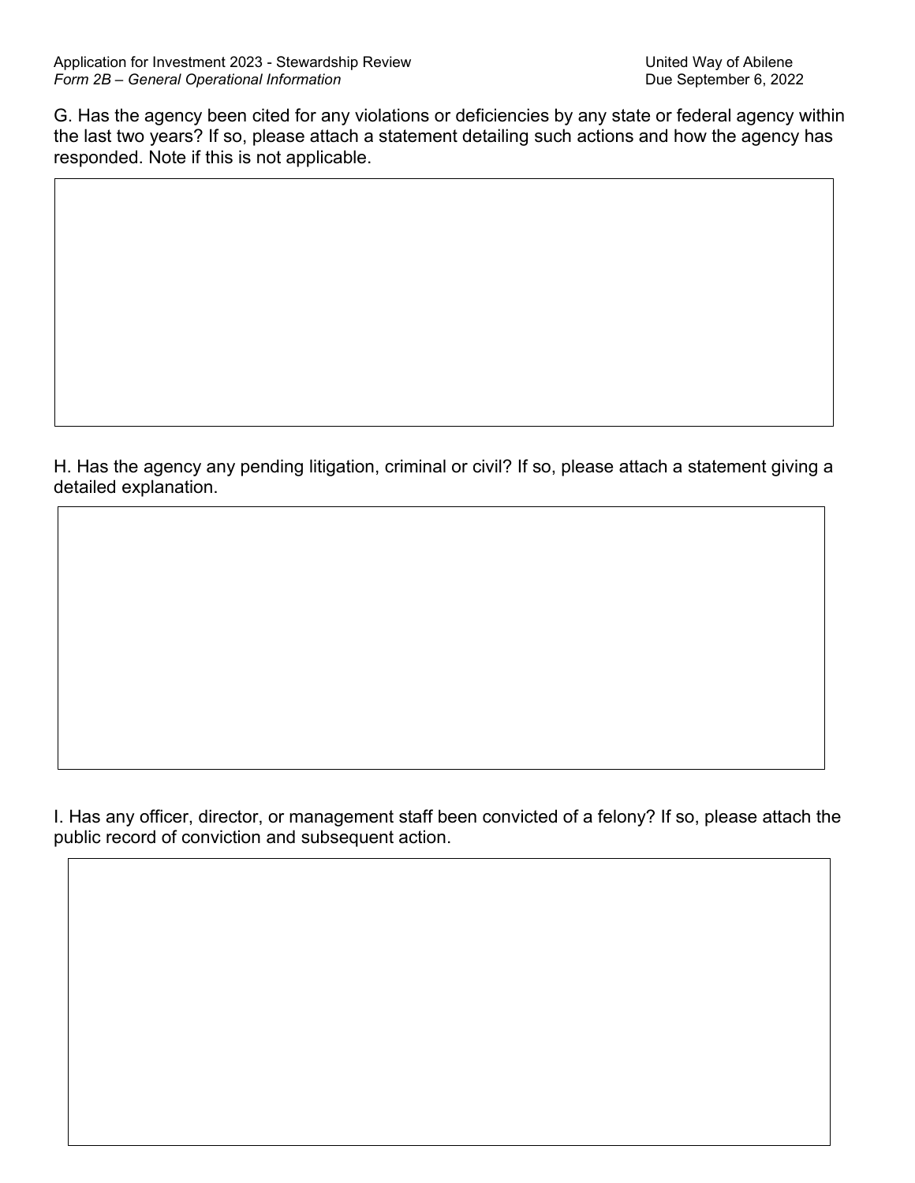G. Has the agency been cited for any violations or deficiencies by any state or federal agency within the last two years? If so, please attach a statement detailing such actions and how the agency has responded. Note if this is not applicable.

H. Has the agency any pending litigation, criminal or civil? If so, please attach a statement giving a detailed explanation.

I. Has any officer, director, or management staff been convicted of a felony? If so, please attach the public record of conviction and subsequent action.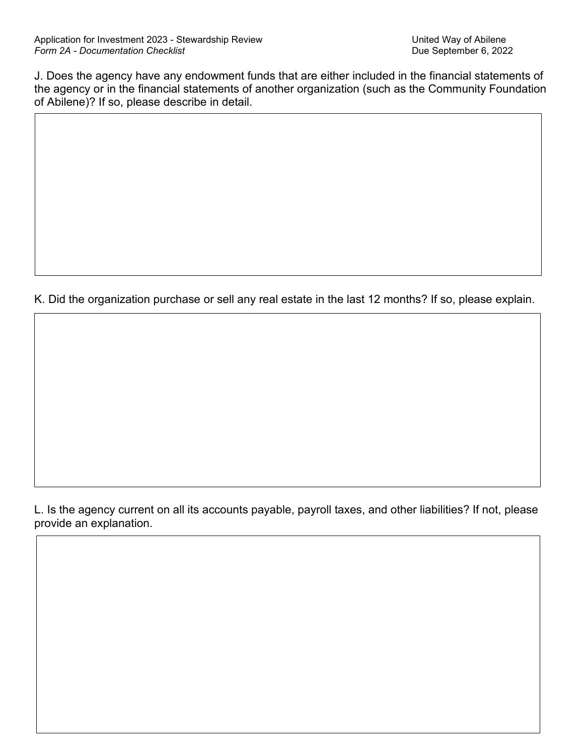J. Does the agency have any endowment funds that are either included in the financial statements of the agency or in the financial statements of another organization (such as the Community Foundation of Abilene)? If so, please describe in detail.

K. Did the organization purchase or sell any real estate in the last 12 months? If so, please explain.

L. Is the agency current on all its accounts payable, payroll taxes, and other liabilities? If not, please provide an explanation.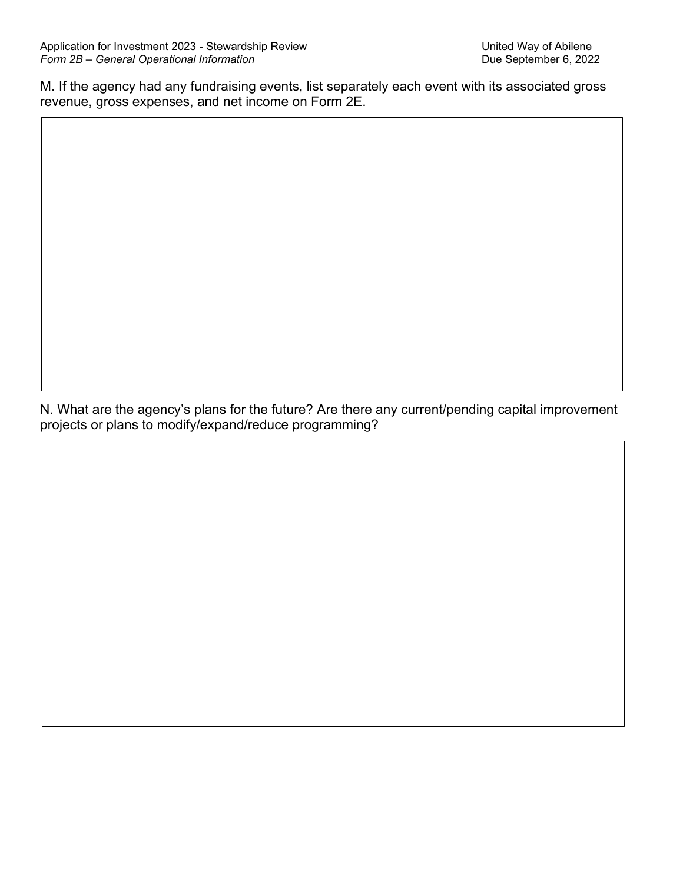M. If the agency had any fundraising events, list separately each event with its associated gross revenue, gross expenses, and net income on Form 2E.

N. What are the agency's plans for the future? Are there any current/pending capital improvement projects or plans to modify/expand/reduce programming?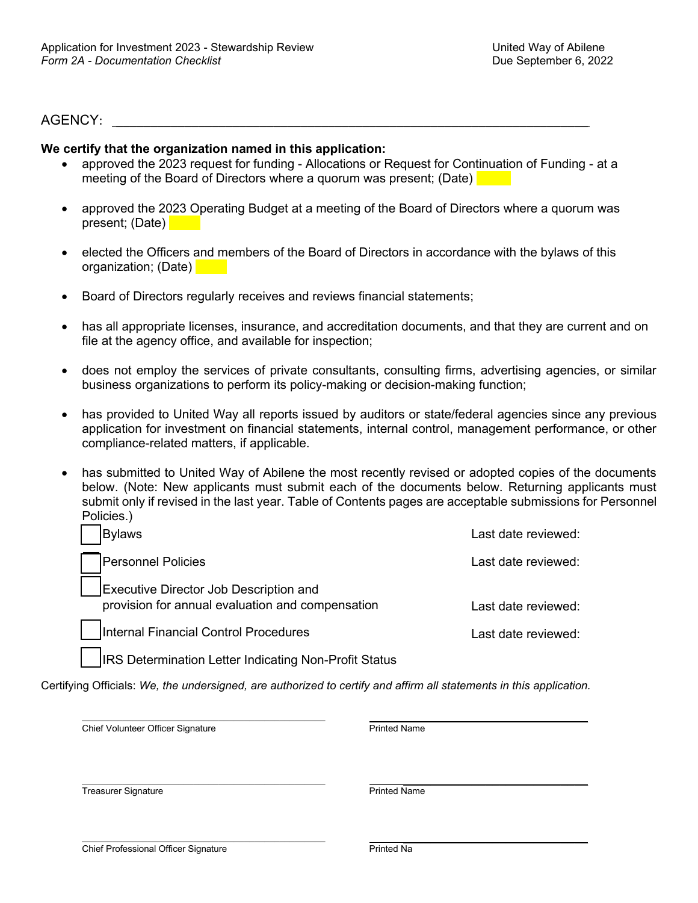Application for Investment 2023 - Stewardship Review
*Form 2A - Documentation Checklist*

United Way of Abilene
Due September 6, 2022

AGENCY: ______________________________________________________________________

**We certify that the organization named in this application:**

- approved the 2023 request for funding - Allocations or Request for Continuation of Funding - at a meeting of the Board of Directors where a quorum was present; (Date) ______
- approved the 2023 Operating Budget at a meeting of the Board of Directors where a quorum was present; (Date) ______
- elected the Officers and members of the Board of Directors in accordance with the bylaws of this organization; (Date) ______
- Board of Directors regularly receives and reviews financial statements;
- has all appropriate licenses, insurance, and accreditation documents, and that they are current and on file at the agency office, and available for inspection;
- does not employ the services of private consultants, consulting firms, advertising agencies, or similar business organizations to perform its policy-making or decision-making function;
- has provided to United Way all reports issued by auditors or state/federal agencies since any previous application for investment on financial statements, internal control, management performance, or other compliance-related matters, if applicable.
- has submitted to United Way of Abilene the most recently revised or adopted copies of the documents below. (Note: New applicants must submit each of the documents below. Returning applicants must submit only if revised in the last year. Table of Contents pages are acceptable submissions for Personnel Policies.)

| | Document | Last date reviewed |
|---|---|---|
| ☐ | Bylaws | Last date reviewed: |
| ☐ | Personnel Policies | Last date reviewed: |
| ☐ | Executive Director Job Description and provision for annual evaluation and compensation | Last date reviewed: |
| ☐ | Internal Financial Control Procedures | Last date reviewed: |
| ☐ | IRS Determination Letter Indicating Non-Profit Status | |

Certifying Officials: *We, the undersigned, are authorized to certify and affirm all statements in this application.*

______________________________ ______________________________
Chief Volunteer Officer Signature Printed Name

______________________________ ______________________________
Treasurer Signature Printed Name

______________________________ ______________________________
Chief Professional Officer Signature Printed Na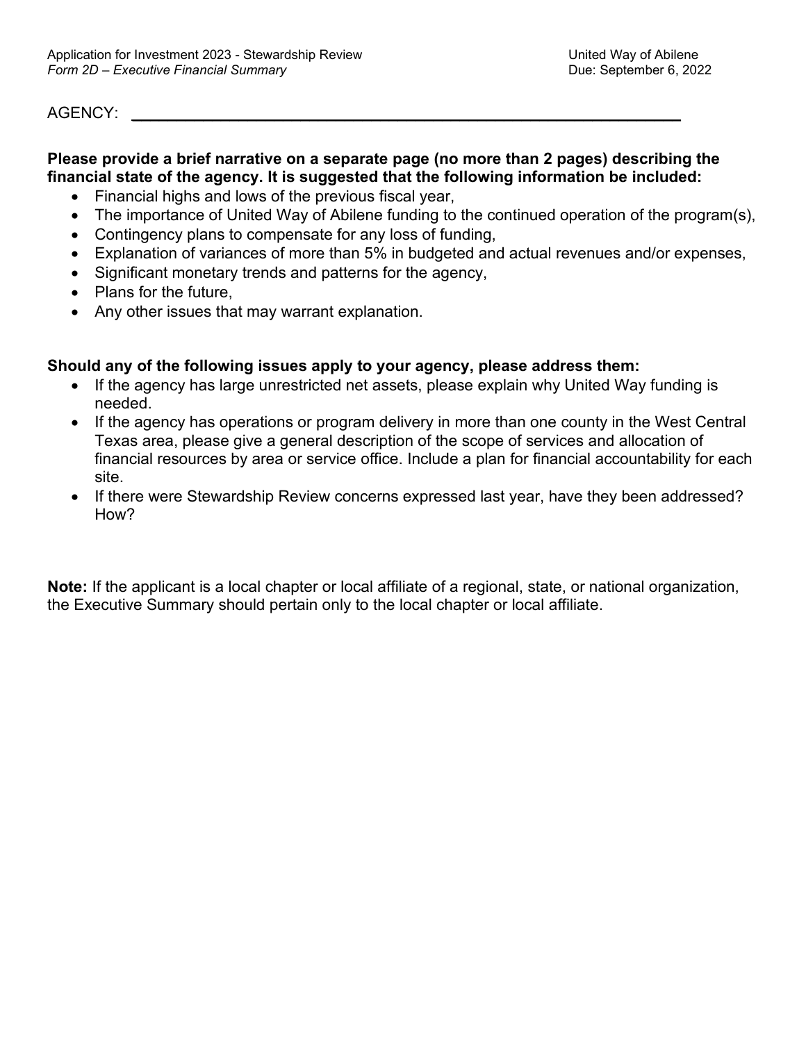*Form 2D – Executive Financial Summary*

AGENCY: ________________________________________________________________

**Please provide a brief narrative on a separate page (no more than 2 pages) describing the financial state of the agency. It is suggested that the following information be included:**

- Financial highs and lows of the previous fiscal year,
- The importance of United Way of Abilene funding to the continued operation of the program(s),
- Contingency plans to compensate for any loss of funding,
- Explanation of variances of more than 5% in budgeted and actual revenues and/or expenses,
- Significant monetary trends and patterns for the agency,
- Plans for the future,
- Any other issues that may warrant explanation.

**Should any of the following issues apply to your agency, please address them:**

- If the agency has large unrestricted net assets, please explain why United Way funding is needed.
- If the agency has operations or program delivery in more than one county in the West Central Texas area, please give a general description of the scope of services and allocation of financial resources by area or service office. Include a plan for financial accountability for each site.
- If there were Stewardship Review concerns expressed last year, have they been addressed? How?

**Note:** If the applicant is a local chapter or local affiliate of a regional, state, or national organization, the Executive Summary should pertain only to the local chapter or local affiliate.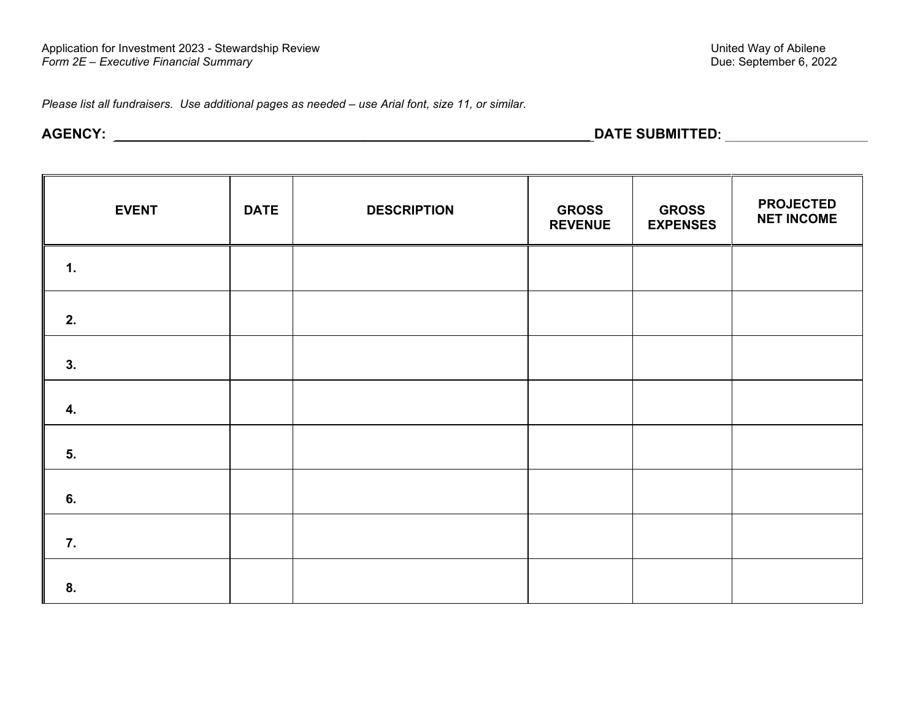Application for Investment 2023 - Stewardship Review
*Form 2E – Executive Financial Summary*

United Way of Abilene
Due: September 6, 2022

*Please list all fundraisers. Use additional pages as needed – use Arial font, size 11, or similar.*

**AGENCY:** ______________________________________________________________ **DATE SUBMITTED:** ____________________

| EVENT | DATE | DESCRIPTION | GROSS REVENUE | GROSS EXPENSES | PROJECTED NET INCOME |
|---|---|---|---|---|---|
| 1. | | | | | |
| 2. | | | | | |
| 3. | | | | | |
| 4. | | | | | |
| 5. | | | | | |
| 6. | | | | | |
| 7. | | | | | |
| 8. | | | | | |